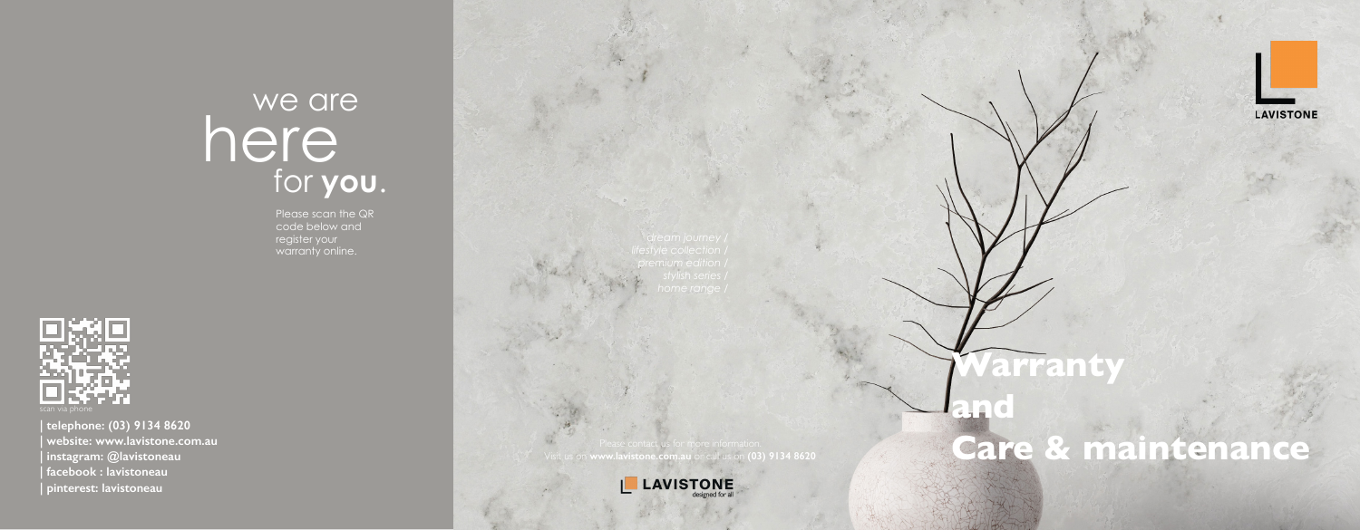# we are here for **you**.

Please scan the QR code below and register your warranty online.

scan via phone

**| telephone: (03) 9134 8620**
**| website: www.lavistone.com.au**
**| instagram: @lavistoneau**
**| facebook : lavistoneau**
**| pinterest: lavistoneau**

*dream journey /*
*lifestyle collection /*
*premium edition /*
*stylish series /*
*home range /*

Please contact us for more information.
Visit us on **www.lavistone.com.au** or call us on **(03) 9134 8620**

LAVISTONE
designed for all

LAVISTONE

# Warranty and Care & maintenance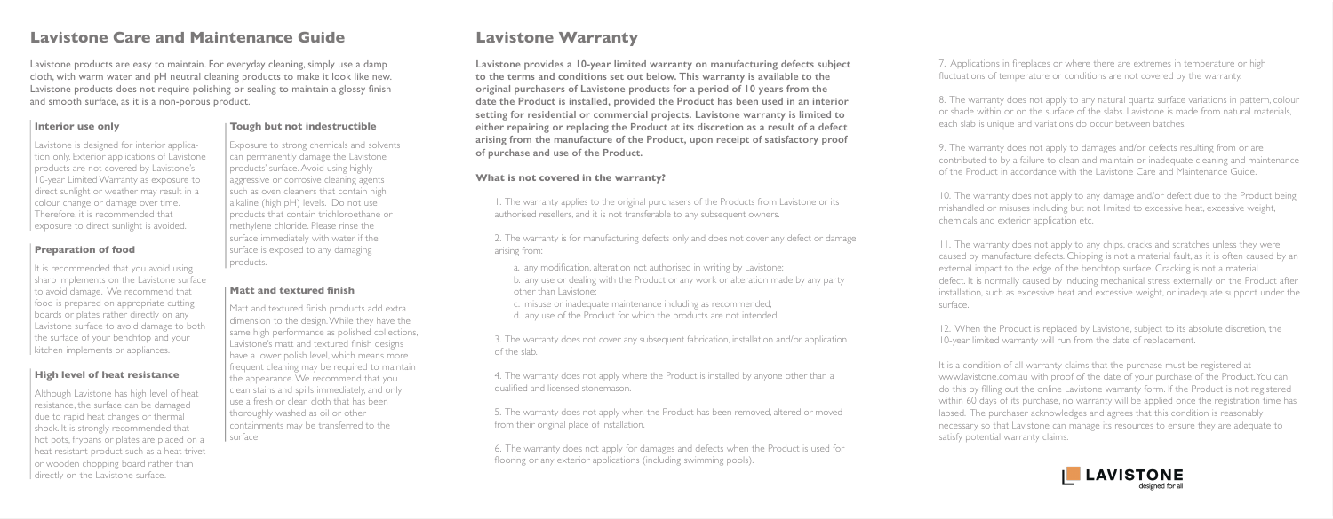## Lavistone Care and Maintenance Guide

Lavistone products are easy to maintain. For everyday cleaning, simply use a damp cloth, with warm water and pH neutral cleaning products to make it look like new. Lavistone products does not require polishing or sealing to maintain a glossy finish and smooth surface, as it is a non-porous product.

### Interior use only

Lavistone is designed for interior application only. Exterior applications of Lavistone products are not covered by Lavistone's 10-year Limited Warranty as exposure to direct sunlight or weather may result in a colour change or damage over time. Therefore, it is recommended that exposure to direct sunlight is avoided.

### Preparation of food

It is recommended that you avoid using sharp implements on the Lavistone surface to avoid damage. We recommend that food is prepared on appropriate cutting boards or plates rather directly on any Lavistone surface to avoid damage to both the surface of your benchtop and your kitchen implements or appliances.

### High level of heat resistance

Although Lavistone has high level of heat resistance, the surface can be damaged due to rapid heat changes or thermal shock. It is strongly recommended that hot pots, frypans or plates are placed on a heat resistant product such as a heat trivet or wooden chopping board rather than directly on the Lavistone surface.

### Tough but not indestructible

Exposure to strong chemicals and solvents can permanently damage the Lavistone products' surface. Avoid using highly aggressive or corrosive cleaning agents such as oven cleaners that contain high alkaline (high pH) levels. Do not use products that contain trichloroethane or methylene chloride. Please rinse the surface immediately with water if the surface is exposed to any damaging products.

### Matt and textured finish

Matt and textured finish products add extra dimension to the design. While they have the same high performance as polished collections, Lavistone's matt and textured finish designs have a lower polish level, which means more frequent cleaning may be required to maintain the appearance. We recommend that you clean stains and spills immediately, and only use a fresh or clean cloth that has been thoroughly washed as oil or other containments may be transferred to the surface.

## Lavistone Warranty

**Lavistone provides a 10-year limited warranty on manufacturing defects subject to the terms and conditions set out below. This warranty is available to the original purchasers of Lavistone products for a period of 10 years from the date the Product is installed, provided the Product has been used in an interior setting for residential or commercial projects. Lavistone warranty is limited to either repairing or replacing the Product at its discretion as a result of a defect arising from the manufacture of the Product, upon receipt of satisfactory proof of purchase and use of the Product.**

### What is not covered in the warranty?

1. The warranty applies to the original purchasers of the Products from Lavistone or its authorised resellers, and it is not transferable to any subsequent owners.

2. The warranty is for manufacturing defects only and does not cover any defect or damage arising from:

   a. any modification, alteration not authorised in writing by Lavistone;
   b. any use or dealing with the Product or any work or alteration made by any party other than Lavistone;
   c. misuse or inadequate maintenance including as recommended;
   d. any use of the Product for which the products are not intended.

3. The warranty does not cover any subsequent fabrication, installation and/or application of the slab.

4. The warranty does not apply where the Product is installed by anyone other than a qualified and licensed stonemason.

5. The warranty does not apply when the Product has been removed, altered or moved from their original place of installation.

6. The warranty does not apply for damages and defects when the Product is used for flooring or any exterior applications (including swimming pools).

7. Applications in fireplaces or where there are extremes in temperature or high fluctuations of temperature or conditions are not covered by the warranty.

8. The warranty does not apply to any natural quartz surface variations in pattern, colour or shade within or on the surface of the slabs. Lavistone is made from natural materials, each slab is unique and variations do occur between batches.

9. The warranty does not apply to damages and/or defects resulting from or are contributed to by a failure to clean and maintain or inadequate cleaning and maintenance of the Product in accordance with the Lavistone Care and Maintenance Guide.

10. The warranty does not apply to any damage and/or defect due to the Product being mishandled or misuses including but not limited to excessive heat, excessive weight, chemicals and exterior application etc.

11. The warranty does not apply to any chips, cracks and scratches unless they were caused by manufacture defects. Chipping is not a material fault, as it is often caused by an external impact to the edge of the benchtop surface. Cracking is not a material defect. It is normally caused by inducing mechanical stress externally on the Product after installation, such as excessive heat and excessive weight, or inadequate support under the surface.

12. When the Product is replaced by Lavistone, subject to its absolute discretion, the 10-year limited warranty will run from the date of replacement.

It is a condition of all warranty claims that the purchase must be registered at www.lavistone.com.au with proof of the date of your purchase of the Product. You can do this by filling out the online Lavistone warranty form. If the Product is not registered within 60 days of its purchase, no warranty will be applied once the registration time has lapsed. The purchaser acknowledges and agrees that this condition is reasonably necessary so that Lavistone can manage its resources to ensure they are adequate to satisfy potential warranty claims.

LAVISTONE
designed for all